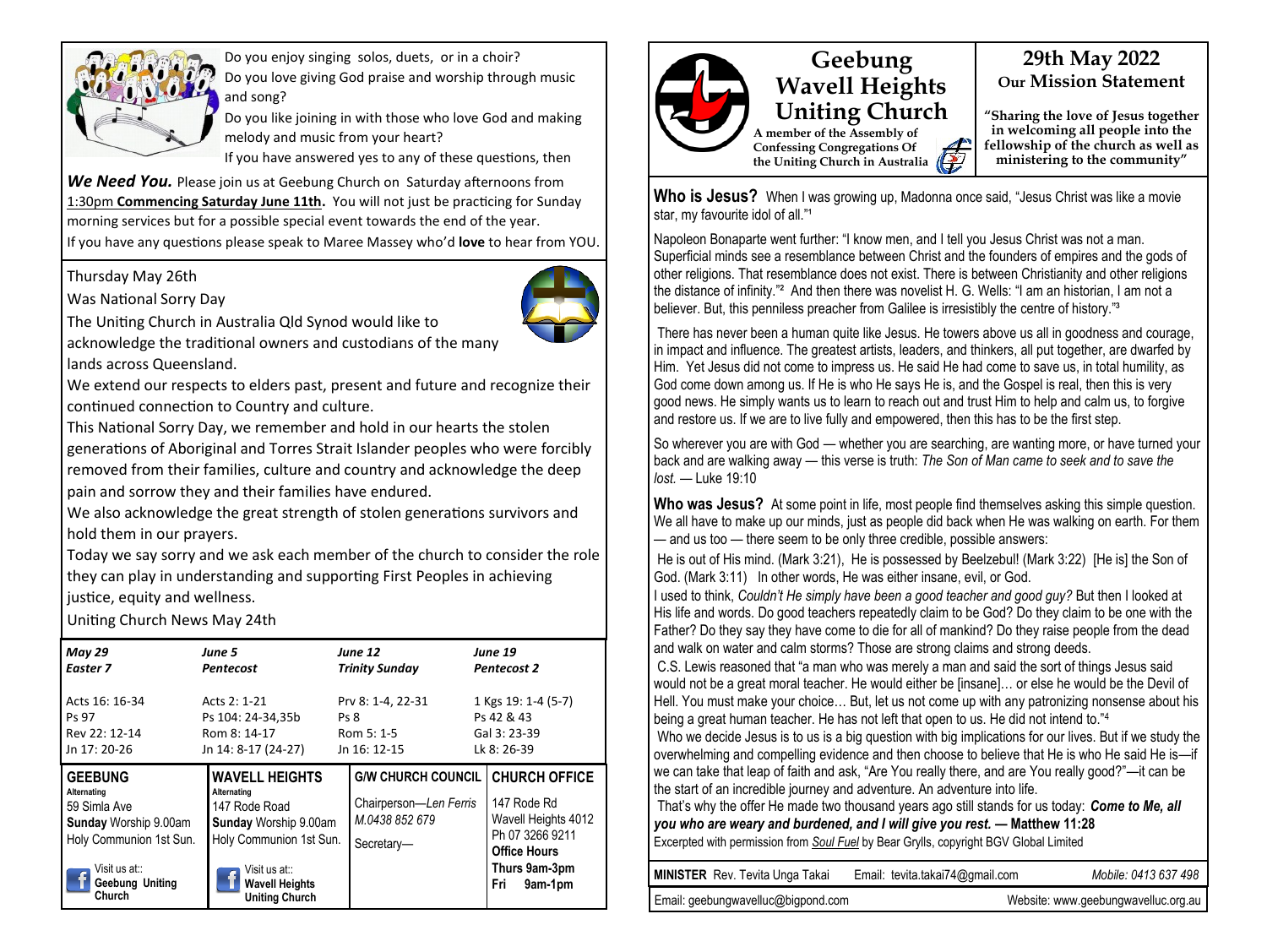Do you enjoy singing solos, duets, or in a choir?
Do you love giving God praise and worship through music and song?
Do you like joining in with those who love God and making melody and music from your heart?
If you have answered yes to any of these questions, then

***We Need You.*** Please join us at Geebung Church on Saturday afternoons from 1:30pm **Commencing Saturday June 11th.** You will not just be practicing for Sunday morning services but for a possible special event towards the end of the year.
If you have any questions please speak to Maree Massey who'd **love** to hear from YOU.

Thursday May 26th
Was National Sorry Day
The Uniting Church in Australia Qld Synod would like to acknowledge the traditional owners and custodians of the many lands across Queensland.
We extend our respects to elders past, present and future and recognize their continued connection to Country and culture.
This National Sorry Day, we remember and hold in our hearts the stolen generations of Aboriginal and Torres Strait Islander peoples who were forcibly removed from their families, culture and country and acknowledge the deep pain and sorrow they and their families have endured.
We also acknowledge the great strength of stolen generations survivors and hold them in our prayers.
Today we say sorry and we ask each member of the church to consider the role they can play in understanding and supporting First Peoples in achieving justice, equity and wellness.
Uniting Church News May 24th

| *May 29* *Easter 7* | *June 5* *Pentecost* | *June 12* *Trinity Sunday* | *June 19* *Pentecost 2* |
|---|---|---|---|
| Acts 16: 16-34<br>Ps 97<br>Rev 22: 12-14<br>Jn 17: 20-26 | Acts 2: 1-21<br>Ps 104: 24-34,35b<br>Rom 8: 14-17<br>Jn 14: 8-17 (24-27) | Prv 8: 1-4, 22-31<br>Ps 8<br>Rom 5: 1-5<br>Jn 16: 12-15 | 1 Kgs 19: 1-4 (5-7)<br>Ps 42 & 43<br>Gal 3: 23-39<br>Lk 8: 26-39 |

| **GEEBUNG** | **WAVELL HEIGHTS** | **G/W CHURCH COUNCIL** | **CHURCH OFFICE** |
|---|---|---|---|
| Alternating<br>59 Simla Ave<br>**Sunday** Worship 9.00am<br>Holy Communion 1st Sun.<br>Visit us at:: **Geebung Uniting Church** | Alternating<br>147 Rode Road<br>**Sunday** Worship 9.00am<br>Holy Communion 1st Sun.<br>Visit us at:: **Wavell Heights Uniting Church** | Chairperson—*Len Ferris*<br>*M.0438 852 679*<br>Secretary— | 147 Rode Rd<br>Wavell Heights 4012<br>Ph 07 3266 9211<br>**Office Hours**<br>**Thurs 9am-3pm**<br>**Fri 9am-1pm** |

# Geebung Wavell Heights Uniting Church

**A member of the Assembly of Confessing Congregations Of the Uniting Church in Australia**

## 29th May 2022
## Our Mission Statement

**"Sharing the love of Jesus together in welcoming all people into the fellowship of the church as well as ministering to the community"**

**Who is Jesus?** When I was growing up, Madonna once said, "Jesus Christ was like a movie star, my favourite idol of all."[1]

Napoleon Bonaparte went further: "I know men, and I tell you Jesus Christ was not a man. Superficial minds see a resemblance between Christ and the founders of empires and the gods of other religions. That resemblance does not exist. There is between Christianity and other religions the distance of infinity."[2] And then there was novelist H. G. Wells: "I am an historian, I am not a believer. But, this penniless preacher from Galilee is irresistibly the centre of history."[3]

There has never been a human quite like Jesus. He towers above us all in goodness and courage, in impact and influence. The greatest artists, leaders, and thinkers, all put together, are dwarfed by Him. Yet Jesus did not come to impress us. He said He had come to save us, in total humility, as God come down among us. If He is who He says He is, and the Gospel is real, then this is very good news. He simply wants us to learn to reach out and trust Him to help and calm us, to forgive and restore us. If we are to live fully and empowered, then this has to be the first step.

So wherever you are with God — whether you are searching, are wanting more, or have turned your back and are walking away — this verse is truth: *The Son of Man came to seek and to save the lost.* — Luke 19:10

**Who was Jesus?** At some point in life, most people find themselves asking this simple question. We all have to make up our minds, just as people did back when He was walking on earth. For them — and us too — there seem to be only three credible, possible answers:

He is out of His mind. (Mark 3:21), He is possessed by Beelzebul! (Mark 3:22) [He is] the Son of God. (Mark 3:11) In other words, He was either insane, evil, or God.

I used to think, *Couldn't He simply have been a good teacher and good guy?* But then I looked at His life and words. Do good teachers repeatedly claim to be God? Do they claim to be one with the Father? Do they say they have come to die for all of mankind? Do they raise people from the dead and walk on water and calm storms? Those are strong claims and strong deeds.

C.S. Lewis reasoned that "a man who was merely a man and said the sort of things Jesus said would not be a great moral teacher. He would either be [insane]… or else he would be the Devil of Hell. You must make your choice… But, let us not come up with any patronizing nonsense about his being a great human teacher. He has not left that open to us. He did not intend to."[4]

Who we decide Jesus is to us is a big question with big implications for our lives. But if we study the overwhelming and compelling evidence and then choose to believe that He is who He said He is—if we can take that leap of faith and ask, "Are You really there, and are You really good?"—it can be the start of an incredible journey and adventure. An adventure into life.

That's why the offer He made two thousand years ago still stands for us today: ***Come to Me, all you who are weary and burdened, and I will give you rest.* — Matthew 11:28**

Excerpted with permission from *Soul Fuel* by Bear Grylls, copyright BGV Global Limited

**MINISTER** Rev. Tevita Unga Takai  Email: tevita.takai74@gmail.com  *Mobile: 0413 637 498*

Email: geebungwavelluc@bigpond.com  Website: www.geebungwavelluc.org.au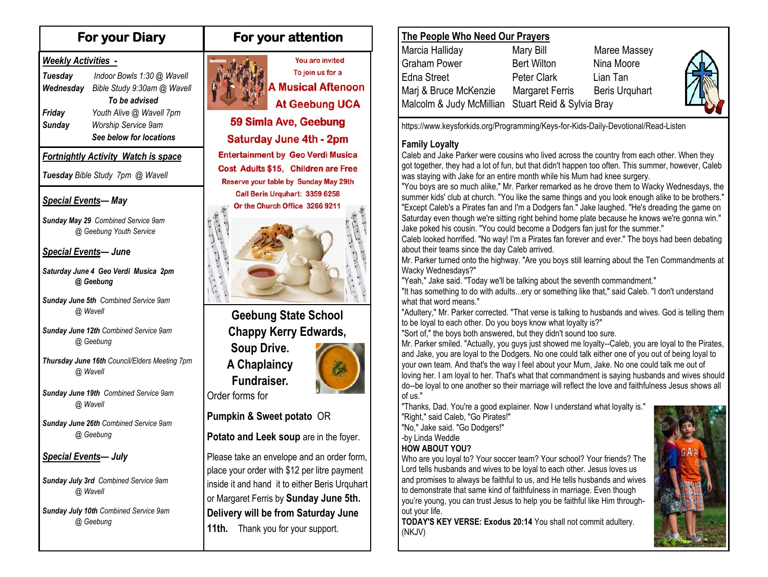## For your Diary

***Weekly Activities -***

***Tuesday*** *Indoor Bowls 1:30 @ Wavell*
***Wednesday*** *Bible Study 9:30am @ Wavell*
***To be advised***
***Friday*** *Youth Alive @ Wavell 7pm*
***Sunday*** *Worship Service 9am*
***See below for locations***

***Fortnightly Activity Watch is space***

***Tuesday*** *Bible Study 7pm @ Wavell*

***Special Events— May***

***Sunday May 29*** *Combined Service 9am @ Geebung Youth Service*

***Special Events— June***

***Saturday June 4 Geo Verdi Musica 2pm @ Geebung***

***Sunday June 5th*** *Combined Service 9am @ Wavell*

***Sunday June 12th*** *Combined Service 9am @ Geebung*

***Thursday June 16th*** *Council/Elders Meeting 7pm @ Wavell*

***Sunday June 19th*** *Combined Service 9am @ Wavell*

***Sunday June 26th*** *Combined Service 9am @ Geebung*

***Special Events— July***

***Sunday July 3rd*** *Combined Service 9am @ Wavell*

***Sunday July 10th*** *Combined Service 9am @ Geebung*

## For your attention

You are invited
To join us for a
**A Musical Afternoon**
**At Geebung UCA**
**59 Simla Ave, Geebung**
**Saturday June 4th - 2pm**
**Entertainment by Geo Verdi Musica**
**Cost Adults $15, Children are Free**
**Reserve your table by Sunday May 29th**
**Call Beris Urquhart: 3359 6258**
**Or the Church Office 3266 9211**

**Geebung State School Chappy Kerry Edwards, Soup Drive. A Chaplaincy Fundraiser.**

Order forms for

**Pumpkin & Sweet potato** OR

**Potato and Leek soup** are in the foyer.

Please take an envelope and an order form, place your order with $12 per litre payment inside it and hand it to either Beris Urquhart or Margaret Ferris by **Sunday June 5th. Delivery will be from Saturday June 11th.** Thank you for your support.

## The People Who Need Our Prayers

| | | |
|---|---|---|
| Marcia Halliday | Mary Bill | Maree Massey |
| Graham Power | Bert Wilton | Nina Moore |
| Edna Street | Peter Clark | Lian Tan |
| Marj & Bruce McKenzie | Margaret Ferris | Beris Urquhart |
| Malcolm & Judy McMillian | Stuart Reid & Sylvia Bray | |

https://www.keysforkids.org/Programming/Keys-for-Kids-Daily-Devotional/Read-Listen

### Family Loyalty

Caleb and Jake Parker were cousins who lived across the country from each other. When they got together, they had a lot of fun, but that didn't happen too often. This summer, however, Caleb was staying with Jake for an entire month while his Mum had knee surgery.

"You boys are so much alike," Mr. Parker remarked as he drove them to Wacky Wednesdays, the summer kids' club at church. "You like the same things and you look enough alike to be brothers."

"Except Caleb's a Pirates fan and I'm a Dodgers fan." Jake laughed. "He's dreading the game on Saturday even though we're sitting right behind home plate because he knows we're gonna win."

Jake poked his cousin. "You could become a Dodgers fan just for the summer."

Caleb looked horrified. "No way! I'm a Pirates fan forever and ever." The boys had been debating about their teams since the day Caleb arrived.

Mr. Parker turned onto the highway. "Are you boys still learning about the Ten Commandments at Wacky Wednesdays?"

"Yeah," Jake said. "Today we'll be talking about the seventh commandment."

"It has something to do with adults...ery or something like that," said Caleb. "I don't understand what that word means."

"Adultery," Mr. Parker corrected. "That verse is talking to husbands and wives. God is telling them to be loyal to each other. Do you boys know what loyalty is?"

"Sort of," the boys both answered, but they didn't sound too sure.

Mr. Parker smiled. "Actually, you guys just showed me loyalty--Caleb, you are loyal to the Pirates, and Jake, you are loyal to the Dodgers. No one could talk either one of you out of being loyal to your own team. And that's the way I feel about your Mum, Jake. No one could talk me out of loving her. I am loyal to her. That's what that commandment is saying husbands and wives should do--be loyal to one another so their marriage will reflect the love and faithfulness Jesus shows all of us."

"Thanks, Dad. You're a good explainer. Now I understand what loyalty is."

"Right," said Caleb, "Go Pirates!"

"No," Jake said. "Go Dodgers!"

-by Linda Weddle

**HOW ABOUT YOU?**

Who are you loyal to? Your soccer team? Your school? Your friends? The Lord tells husbands and wives to be loyal to each other. Jesus loves us and promises to always be faithful to us, and He tells husbands and wives to demonstrate that same kind of faithfulness in marriage. Even though you're young, you can trust Jesus to help you be faithful like Him throughout your life.

**TODAY'S KEY VERSE: Exodus 20:14** You shall not commit adultery. (NKJV)